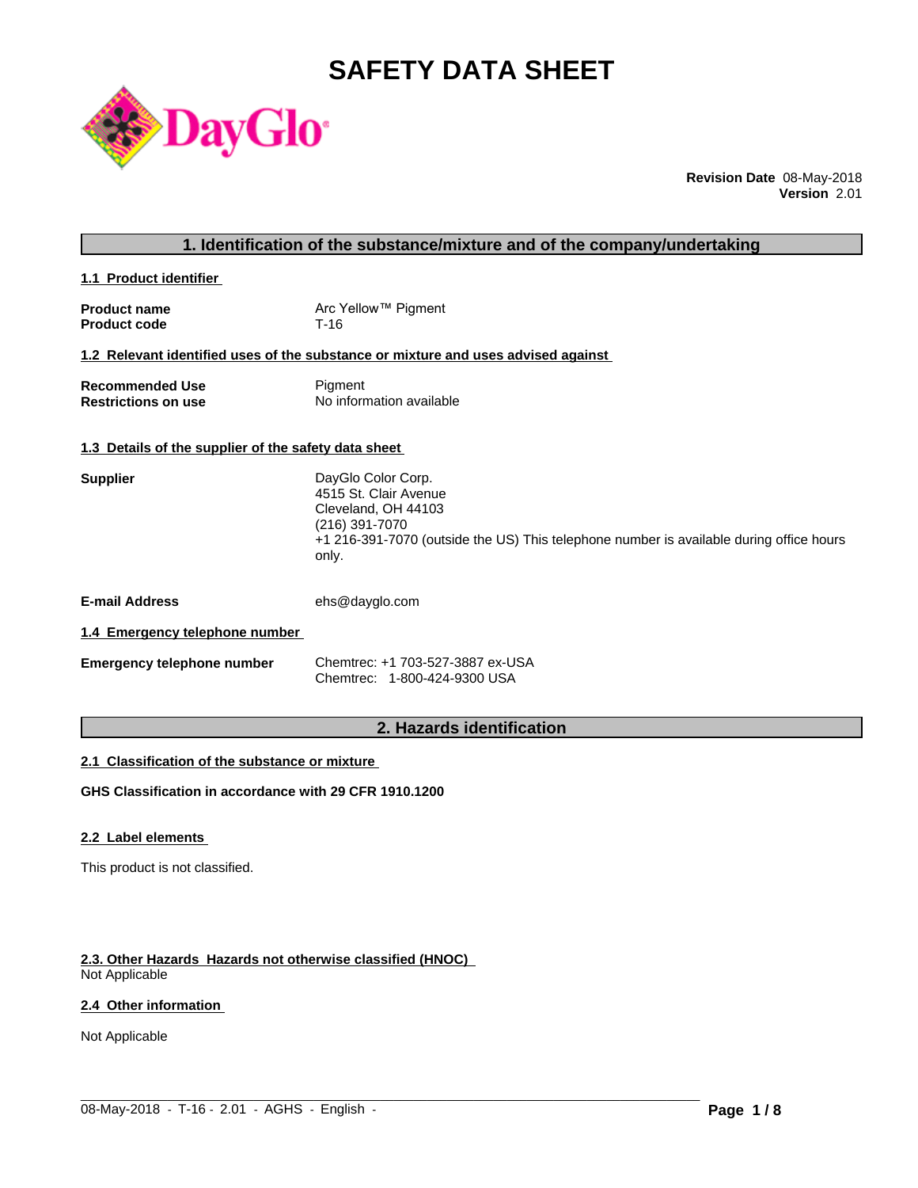# SAFETY DATA SHEET

**Revision Date** 08-May-2018
**Version** 2.01

## 1. Identification of the substance/mixture and of the company/undertaking

### 1.1 Product identifier

| | |
|---|---|
| **Product name** | Arc Yellow™ Pigment |
| **Product code** | T-16 |

### 1.2 Relevant identified uses of the substance or mixture and uses advised against

| | |
|---|---|
| **Recommended Use** | Pigment |
| **Restrictions on use** | No information available |

### 1.3 Details of the supplier of the safety data sheet

**Supplier**

DayGlo Color Corp.
4515 St. Clair Avenue
Cleveland, OH 44103
(216) 391-7070
+1 216-391-7070 (outside the US) This telephone number is available during office hours only.

**E-mail Address** ehs@dayglo.com

### 1.4 Emergency telephone number

**Emergency telephone number**

Chemtrec: +1 703-527-3887 ex-USA
Chemtrec: 1-800-424-9300 USA

## 2. Hazards identification

### 2.1 Classification of the substance or mixture

**GHS Classification in accordance with 29 CFR 1910.1200**

### 2.2 Label elements

This product is not classified.

### 2.3. Other Hazards Hazards not otherwise classified (HNOC)

Not Applicable

### 2.4 Other information

Not Applicable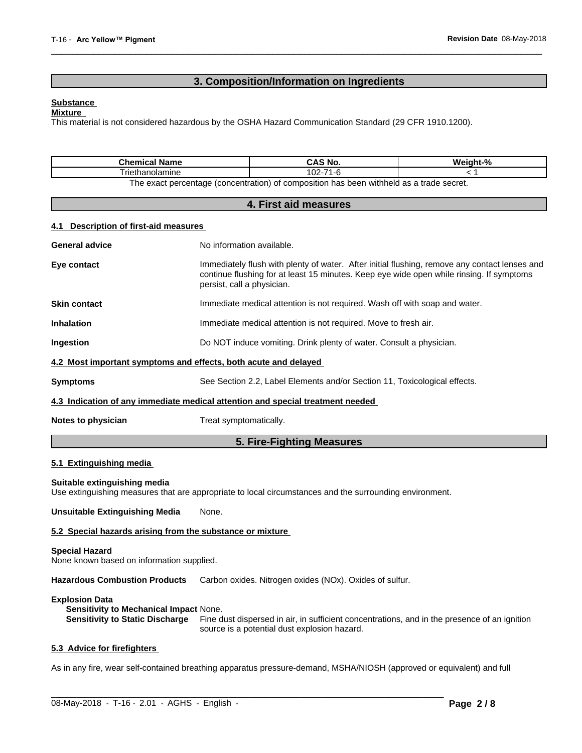## 3. Composition/Information on Ingredients

**Substance**

**Mixture**

This material is not considered hazardous by the OSHA Hazard Communication Standard (29 CFR 1910.1200).

| Chemical Name | CAS No. | Weight-% |
|---|---|---|
| Triethanolamine | 102-71-6 | < 1 |

The exact percentage (concentration) of composition has been withheld as a trade secret.

## 4. First aid measures

### 4.1 Description of first-aid measures

**General advice** No information available.

**Eye contact** Immediately flush with plenty of water. After initial flushing, remove any contact lenses and continue flushing for at least 15 minutes. Keep eye wide open while rinsing. If symptoms persist, call a physician.

**Skin contact** Immediate medical attention is not required. Wash off with soap and water.

**Inhalation** Immediate medical attention is not required. Move to fresh air.

**Ingestion** Do NOT induce vomiting. Drink plenty of water. Consult a physician.

### 4.2 Most important symptoms and effects, both acute and delayed

**Symptoms** See Section 2.2, Label Elements and/or Section 11, Toxicological effects.

### 4.3 Indication of any immediate medical attention and special treatment needed

**Notes to physician** Treat symptomatically.

## 5. Fire-Fighting Measures

### 5.1 Extinguishing media

**Suitable extinguishing media**

Use extinguishing measures that are appropriate to local circumstances and the surrounding environment.

**Unsuitable Extinguishing Media** None.

### 5.2 Special hazards arising from the substance or mixture

**Special Hazard**

None known based on information supplied.

**Hazardous Combustion Products** Carbon oxides. Nitrogen oxides (NOx). Oxides of sulfur.

**Explosion Data**

**Sensitivity to Mechanical Impact** None.

**Sensitivity to Static Discharge** Fine dust dispersed in air, in sufficient concentrations, and in the presence of an ignition source is a potential dust explosion hazard.

### 5.3 Advice for firefighters

As in any fire, wear self-contained breathing apparatus pressure-demand, MSHA/NIOSH (approved or equivalent) and full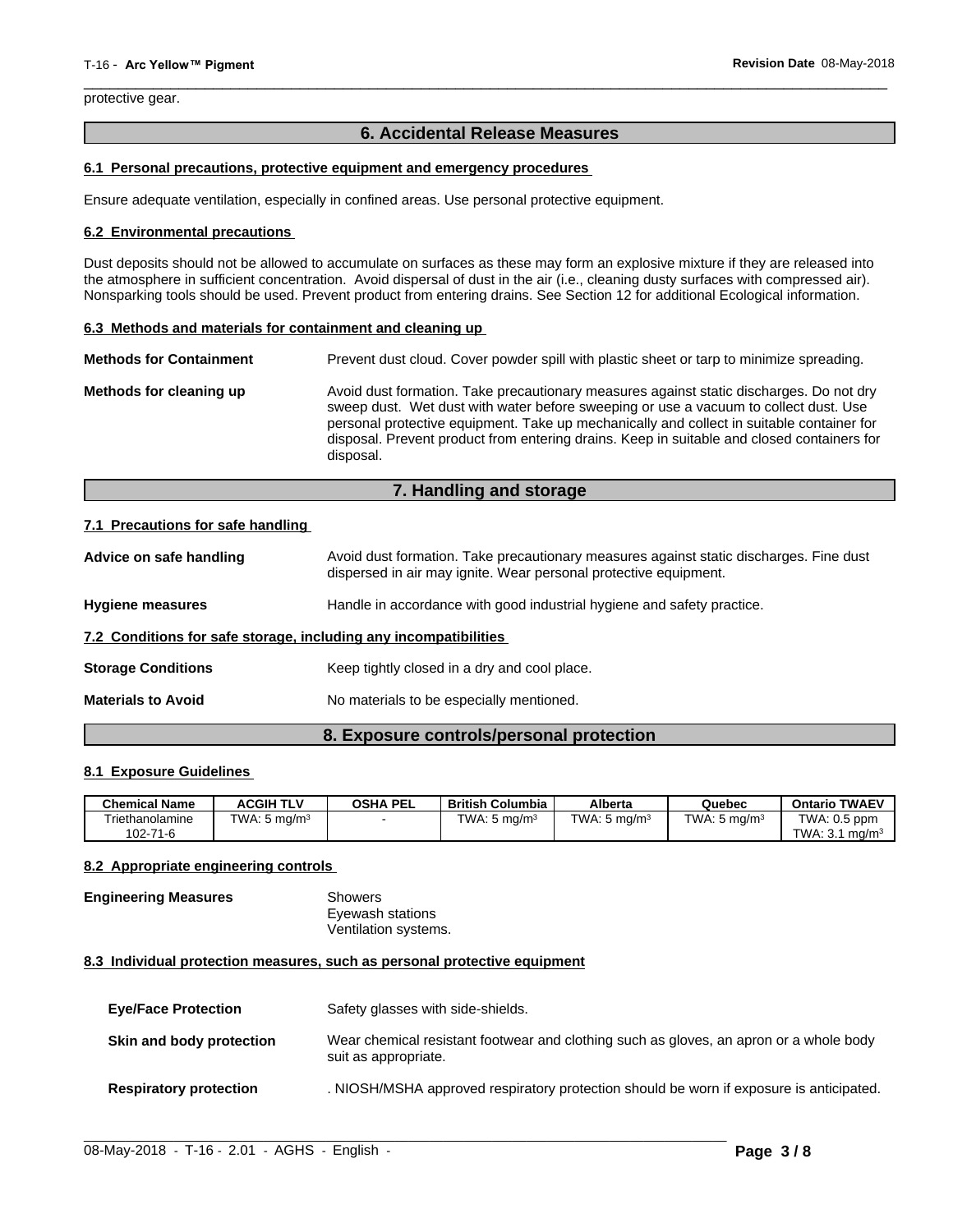protective gear.

## 6. Accidental Release Measures

### 6.1 Personal precautions, protective equipment and emergency procedures

Ensure adequate ventilation, especially in confined areas. Use personal protective equipment.

### 6.2 Environmental precautions

Dust deposits should not be allowed to accumulate on surfaces as these may form an explosive mixture if they are released into the atmosphere in sufficient concentration. Avoid dispersal of dust in the air (i.e., cleaning dusty surfaces with compressed air). Nonsparking tools should be used. Prevent product from entering drains. See Section 12 for additional Ecological information.

### 6.3 Methods and materials for containment and cleaning up

**Methods for Containment** Prevent dust cloud. Cover powder spill with plastic sheet or tarp to minimize spreading.

**Methods for cleaning up** Avoid dust formation. Take precautionary measures against static discharges. Do not dry sweep dust. Wet dust with water before sweeping or use a vacuum to collect dust. Use personal protective equipment. Take up mechanically and collect in suitable container for disposal. Prevent product from entering drains. Keep in suitable and closed containers for disposal.

## 7. Handling and storage

### 7.1 Precautions for safe handling

**Advice on safe handling** Avoid dust formation. Take precautionary measures against static discharges. Fine dust dispersed in air may ignite. Wear personal protective equipment.

**Hygiene measures** Handle in accordance with good industrial hygiene and safety practice.

### 7.2 Conditions for safe storage, including any incompatibilities

**Storage Conditions** Keep tightly closed in a dry and cool place.

**Materials to Avoid** No materials to be especially mentioned.

## 8. Exposure controls/personal protection

### 8.1 Exposure Guidelines

| Chemical Name | ACGIH TLV | OSHA PEL | British Columbia | Alberta | Quebec | Ontario TWAEV |
|---|---|---|---|---|---|---|
| Triethanolamine 102-71-6 | TWA: 5 mg/m³ | - | TWA: 5 mg/m³ | TWA: 5 mg/m³ | TWA: 5 mg/m³ | TWA: 0.5 ppm TWA: 3.1 mg/m³ |

### 8.2 Appropriate engineering controls

**Engineering Measures** Showers
Eyewash stations
Ventilation systems.

### 8.3 Individual protection measures, such as personal protective equipment

**Eye/Face Protection** Safety glasses with side-shields.

**Skin and body protection** Wear chemical resistant footwear and clothing such as gloves, an apron or a whole body suit as appropriate.

**Respiratory protection** . NIOSH/MSHA approved respiratory protection should be worn if exposure is anticipated.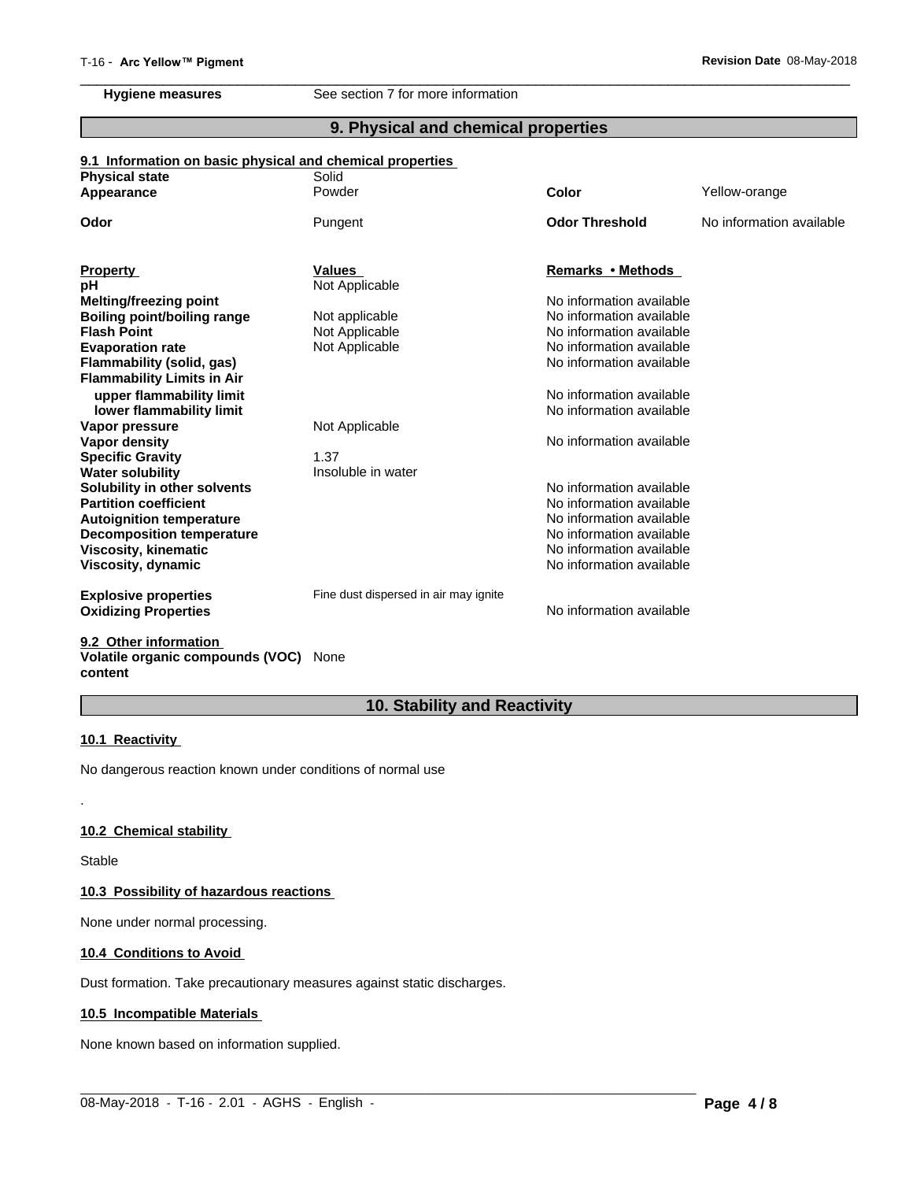**Hygiene measures** See section 7 for more information

## 9. Physical and chemical properties

### 9.1 Information on basic physical and chemical properties

| | | | |
|---|---|---|---|
| **Physical state** | Solid | | |
| **Appearance** | Powder | **Color** | Yellow-orange |
| **Odor** | Pungent | **Odor Threshold** | No information available |

| **Property** | **Values** | **Remarks • Methods** |
|---|---|---|
| **pH** | Not Applicable | |
| **Melting/freezing point** | | No information available |
| **Boiling point/boiling range** | Not applicable | No information available |
| **Flash Point** | Not Applicable | No information available |
| **Evaporation rate** | Not Applicable | No information available |
| **Flammability (solid, gas)** | | No information available |
| **Flammability Limits in Air** | | |
| **upper flammability limit** | | No information available |
| **lower flammability limit** | | No information available |
| **Vapor pressure** | Not Applicable | |
| **Vapor density** | | No information available |
| **Specific Gravity** | 1.37 | |
| **Water solubility** | Insoluble in water | |
| **Solubility in other solvents** | | No information available |
| **Partition coefficient** | | No information available |
| **Autoignition temperature** | | No information available |
| **Decomposition temperature** | | No information available |
| **Viscosity, kinematic** | | No information available |
| **Viscosity, dynamic** | | No information available |
| **Explosive properties** | Fine dust dispersed in air may ignite | |
| **Oxidizing Properties** | | No information available |

### 9.2 Other information

**Volatile organic compounds (VOC) content** None

## 10. Stability and Reactivity

### 10.1 Reactivity

No dangerous reaction known under conditions of normal use

.

### 10.2 Chemical stability

Stable

### 10.3 Possibility of hazardous reactions

None under normal processing.

### 10.4 Conditions to Avoid

Dust formation. Take precautionary measures against static discharges.

### 10.5 Incompatible Materials

None known based on information supplied.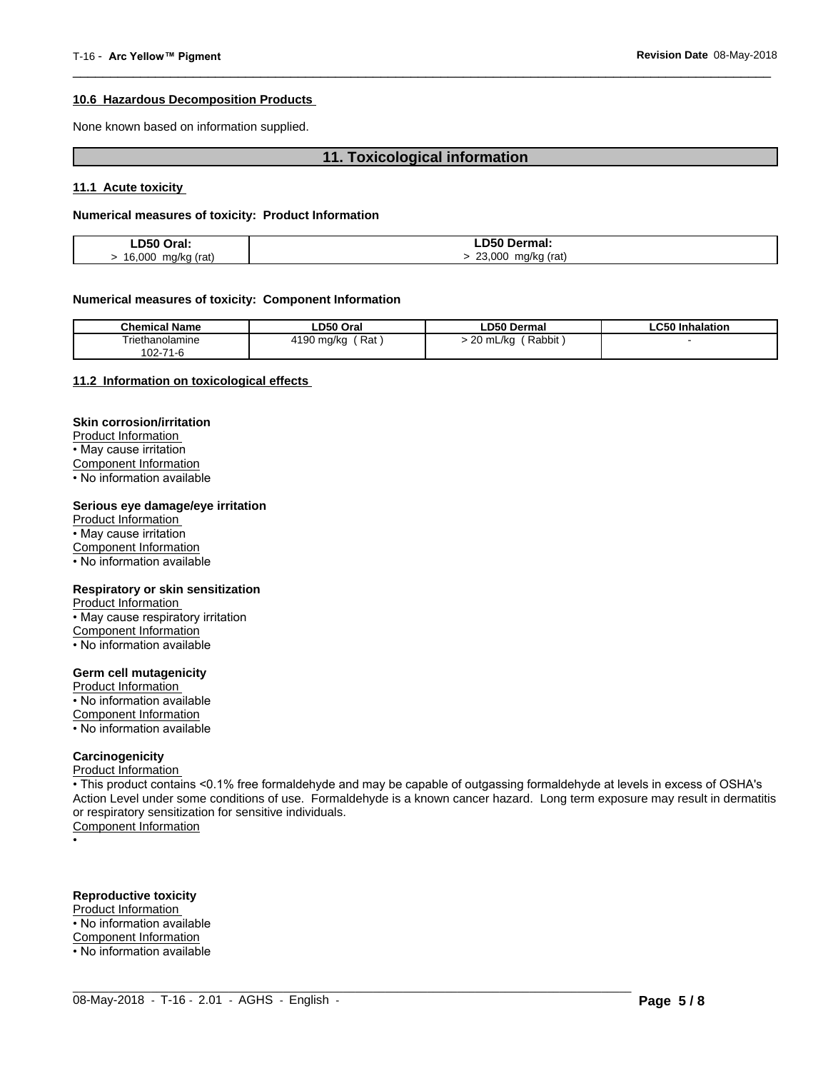### 10.6 Hazardous Decomposition Products

None known based on information supplied.

## 11. Toxicological information

### 11.1 Acute toxicity

**Numerical measures of toxicity: Product Information**

| LD50 Oral: | LD50 Dermal: |
|---|---|
| > 16,000 mg/kg (rat) | > 23,000 mg/kg (rat) |

**Numerical measures of toxicity: Component Information**

| Chemical Name | LD50 Oral | LD50 Dermal | LC50 Inhalation |
|---|---|---|---|
| Triethanolamine 102-71-6 | 4190 mg/kg ( Rat ) | > 20 mL/kg ( Rabbit ) | - |

### 11.2 Information on toxicological effects

**Skin corrosion/irritation**

Product Information
- May cause irritation

Component Information
- No information available

**Serious eye damage/eye irritation**

Product Information
- May cause irritation

Component Information
- No information available

**Respiratory or skin sensitization**

Product Information
- May cause respiratory irritation

Component Information
- No information available

**Germ cell mutagenicity**

Product Information
- No information available

Component Information
- No information available

**Carcinogenicity**

Product Information
- This product contains <0.1% free formaldehyde and may be capable of outgassing formaldehyde at levels in excess of OSHA's Action Level under some conditions of use. Formaldehyde is a known cancer hazard. Long term exposure may result in dermatitis or respiratory sensitization for sensitive individuals.

Component Information
-

**Reproductive toxicity**

Product Information
- No information available

Component Information
- No information available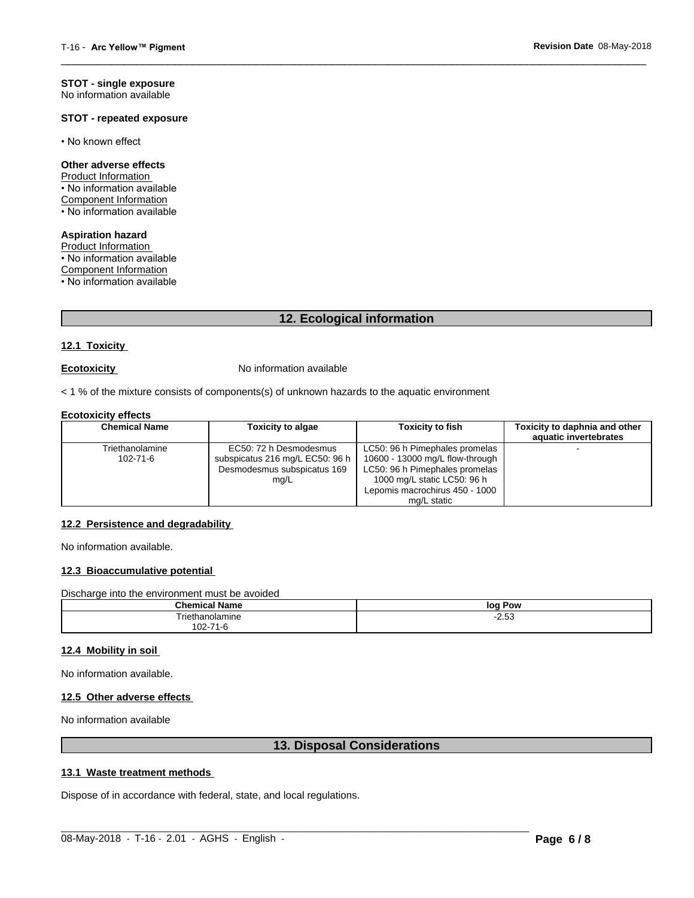**STOT - single exposure**
No information available

**STOT - repeated exposure**

• No known effect

**Other adverse effects**
Product Information
• No information available
Component Information
• No information available

**Aspiration hazard**
Product Information
• No information available
Component Information
• No information available

## 12. Ecological information

### 12.1 Toxicity

**Ecotoxicity** No information available

< 1 % of the mixture consists of components(s) of unknown hazards to the aquatic environment

**Ecotoxicity effects**

| Chemical Name | Toxicity to algae | Toxicity to fish | Toxicity to daphnia and other aquatic invertebrates |
|---|---|---|---|
| Triethanolamine 102-71-6 | EC50: 72 h Desmodesmus subspicatus 216 mg/L EC50: 96 h Desmodesmus subspicatus 169 mg/L | LC50: 96 h Pimephales promelas 10600 - 13000 mg/L flow-through LC50: 96 h Pimephales promelas 1000 mg/L static LC50: 96 h Lepomis macrochirus 450 - 1000 mg/L static | - |

### 12.2 Persistence and degradability

No information available.

### 12.3 Bioaccumulative potential

Discharge into the environment must be avoided

| Chemical Name | log Pow |
|---|---|
| Triethanolamine 102-71-6 | -2.53 |

### 12.4 Mobility in soil

No information available.

### 12.5 Other adverse effects

No information available

## 13. Disposal Considerations

### 13.1 Waste treatment methods

Dispose of in accordance with federal, state, and local regulations.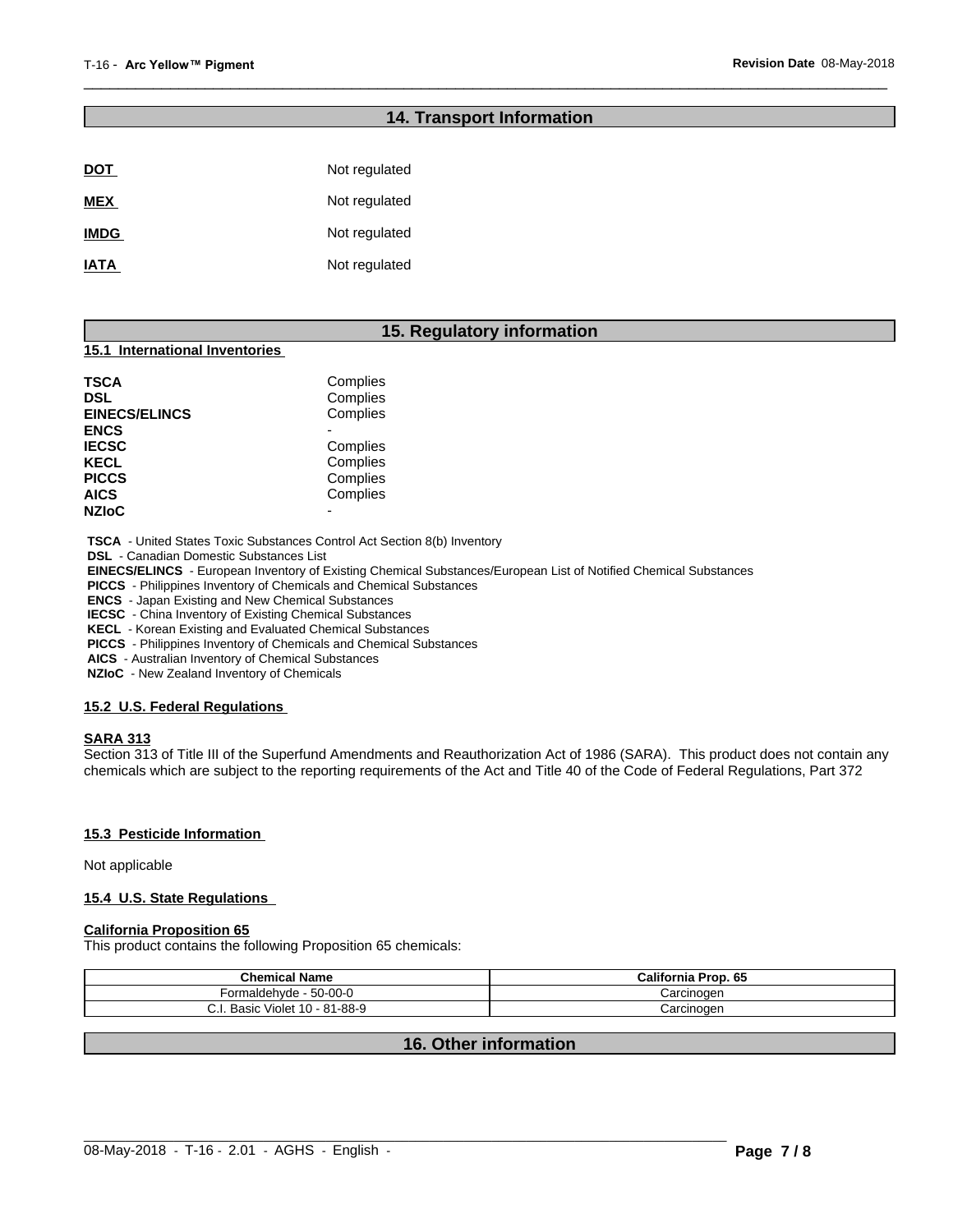## 14. Transport Information

| | |
|---|---|
| **DOT** | Not regulated |
| **MEX** | Not regulated |
| **IMDG** | Not regulated |
| **IATA** | Not regulated |

## 15. Regulatory information

### 15.1 International Inventories

| | |
|---|---|
| **TSCA** | Complies |
| **DSL** | Complies |
| **EINECS/ELINCS** | Complies |
| **ENCS** | - |
| **IECSC** | Complies |
| **KECL** | Complies |
| **PICCS** | Complies |
| **AICS** | Complies |
| **NZIoC** | - |

**TSCA** - United States Toxic Substances Control Act Section 8(b) Inventory
**DSL** - Canadian Domestic Substances List
**EINECS/ELINCS** - European Inventory of Existing Chemical Substances/European List of Notified Chemical Substances
**PICCS** - Philippines Inventory of Chemicals and Chemical Substances
**ENCS** - Japan Existing and New Chemical Substances
**IECSC** - China Inventory of Existing Chemical Substances
**KECL** - Korean Existing and Evaluated Chemical Substances
**PICCS** - Philippines Inventory of Chemicals and Chemical Substances
**AICS** - Australian Inventory of Chemical Substances
**NZIoC** - New Zealand Inventory of Chemicals

### 15.2 U.S. Federal Regulations

**SARA 313**

Section 313 of Title III of the Superfund Amendments and Reauthorization Act of 1986 (SARA). This product does not contain any chemicals which are subject to the reporting requirements of the Act and Title 40 of the Code of Federal Regulations, Part 372

### 15.3 Pesticide Information

Not applicable

### 15.4 U.S. State Regulations

**California Proposition 65**

This product contains the following Proposition 65 chemicals:

| Chemical Name | California Prop. 65 |
|---|---|
| Formaldehyde - 50-00-0 | Carcinogen |
| C.I. Basic Violet 10 - 81-88-9 | Carcinogen |

## 16. Other information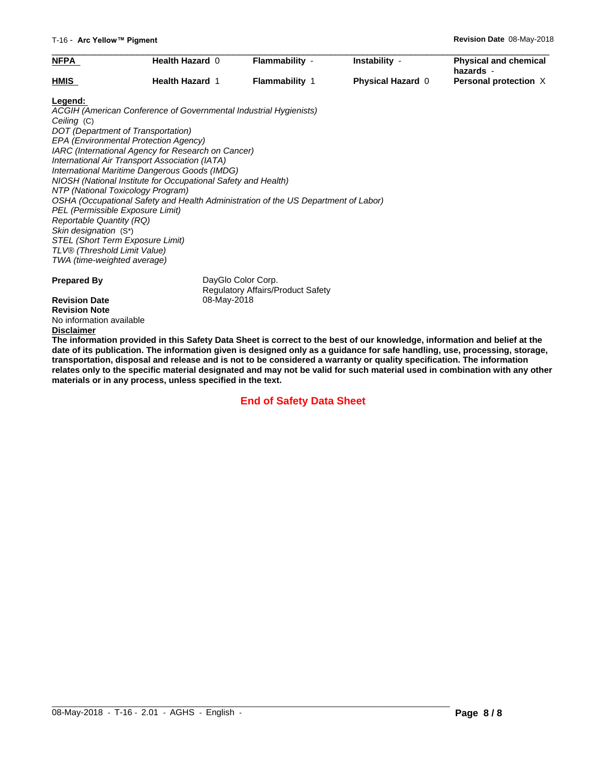| | | | | |
|---|---|---|---|---|
| **NFPA** | **Health Hazard** 0 | **Flammability** - | **Instability** - | **Physical and chemical hazards** - |
| **HMIS** | **Health Hazard** 1 | **Flammability** 1 | **Physical Hazard** 0 | **Personal protection** X |

**Legend:**

*ACGIH (American Conference of Governmental Industrial Hygienists)*
*Ceiling* (C)
*DOT (Department of Transportation)*
*EPA (Environmental Protection Agency)*
*IARC (International Agency for Research on Cancer)*
*International Air Transport Association (IATA)*
*International Maritime Dangerous Goods (IMDG)*
*NIOSH (National Institute for Occupational Safety and Health)*
*NTP (National Toxicology Program)*
*OSHA (Occupational Safety and Health Administration of the US Department of Labor)*
*PEL (Permissible Exposure Limit)*
*Reportable Quantity (RQ)*
*Skin designation* (S*)
*STEL (Short Term Exposure Limit)*
*TLV® (Threshold Limit Value)*
*TWA (time-weighted average)*

**Prepared By** DayGlo Color Corp.
Regulatory Affairs/Product Safety

**Revision Date** 08-May-2018

**Revision Note**
No information available

**Disclaimer**

**The information provided in this Safety Data Sheet is correct to the best of our knowledge, information and belief at the date of its publication. The information given is designed only as a guidance for safe handling, use, processing, storage, transportation, disposal and release and is not to be considered a warranty or quality specification. The information relates only to the specific material designated and may not be valid for such material used in combination with any other materials or in any process, unless specified in the text.**

**End of Safety Data Sheet**